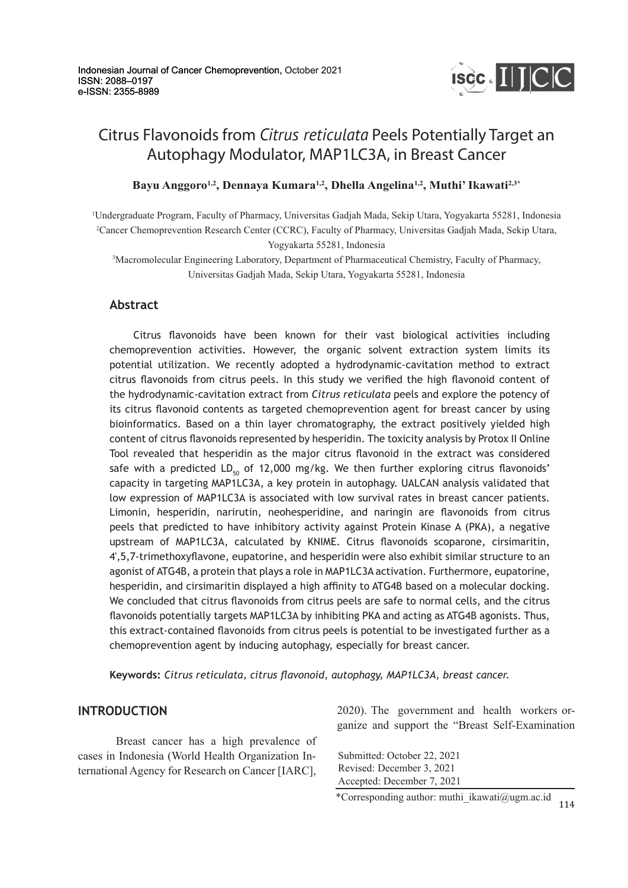Indonesian Journal of Cancer Chemoprevention, October 2021
ISSN: 2088–0197
e-ISSN: 2355-8989

# Citrus Flavonoids from *Citrus reticulata* Peels Potentially Target an Autophagy Modulator, MAP1LC3A, in Breast Cancer

**Bayu Anggoro[1,2], Dennaya Kumara[1,2], Dhella Angelina[1,2], Muthi' Ikawati[2,3]***

[1]Undergraduate Program, Faculty of Pharmacy, Universitas Gadjah Mada, Sekip Utara, Yogyakarta 55281, Indonesia
[2]Cancer Chemoprevention Research Center (CCRC), Faculty of Pharmacy, Universitas Gadjah Mada, Sekip Utara, Yogyakarta 55281, Indonesia
[3]Macromolecular Engineering Laboratory, Department of Pharmaceutical Chemistry, Faculty of Pharmacy, Universitas Gadjah Mada, Sekip Utara, Yogyakarta 55281, Indonesia

## Abstract

Citrus flavonoids have been known for their vast biological activities including chemoprevention activities. However, the organic solvent extraction system limits its potential utilization. We recently adopted a hydrodynamic-cavitation method to extract citrus flavonoids from citrus peels. In this study we verified the high flavonoid content of the hydrodynamic-cavitation extract from *Citrus reticulata* peels and explore the potency of its citrus flavonoid contents as targeted chemoprevention agent for breast cancer by using bioinformatics. Based on a thin layer chromatography, the extract positively yielded high content of citrus flavonoids represented by hesperidin. The toxicity analysis by Protox II Online Tool revealed that hesperidin as the major citrus flavonoid in the extract was considered safe with a predicted $LD_{50}$ of 12,000 mg/kg. We then further exploring citrus flavonoids' capacity in targeting MAP1LC3A, a key protein in autophagy. UALCAN analysis validated that low expression of MAP1LC3A is associated with low survival rates in breast cancer patients. Limonin, hesperidin, narirutin, neohesperidine, and naringin are flavonoids from citrus peels that predicted to have inhibitory activity against Protein Kinase A (PKA), a negative upstream of MAP1LC3A, calculated by KNIME. Citrus flavonoids scoparone, cirsimaritin, 4',5,7-trimethoxyflavone, eupatorine, and hesperidin were also exhibit similar structure to an agonist of ATG4B, a protein that plays a role in MAP1LC3A activation. Furthermore, eupatorine, hesperidin, and cirsimaritin displayed a high affinity to ATG4B based on a molecular docking. We concluded that citrus flavonoids from citrus peels are safe to normal cells, and the citrus flavonoids potentially targets MAP1LC3A by inhibiting PKA and acting as ATG4B agonists. Thus, this extract-contained flavonoids from citrus peels is potential to be investigated further as a chemoprevention agent by inducing autophagy, especially for breast cancer.

**Keywords:** *Citrus reticulata, citrus flavonoid, autophagy, MAP1LC3A, breast cancer.*

## INTRODUCTION

Breast cancer has a high prevalence of cases in Indonesia (World Health Organization International Agency for Research on Cancer [IARC], 2020). The government and health workers organize and support the "Breast Self-Examination

Submitted: October 22, 2021
Revised: December 3, 2021
Accepted: December 7, 2021

*Corresponding author: muthi_ikawati@ugm.ac.id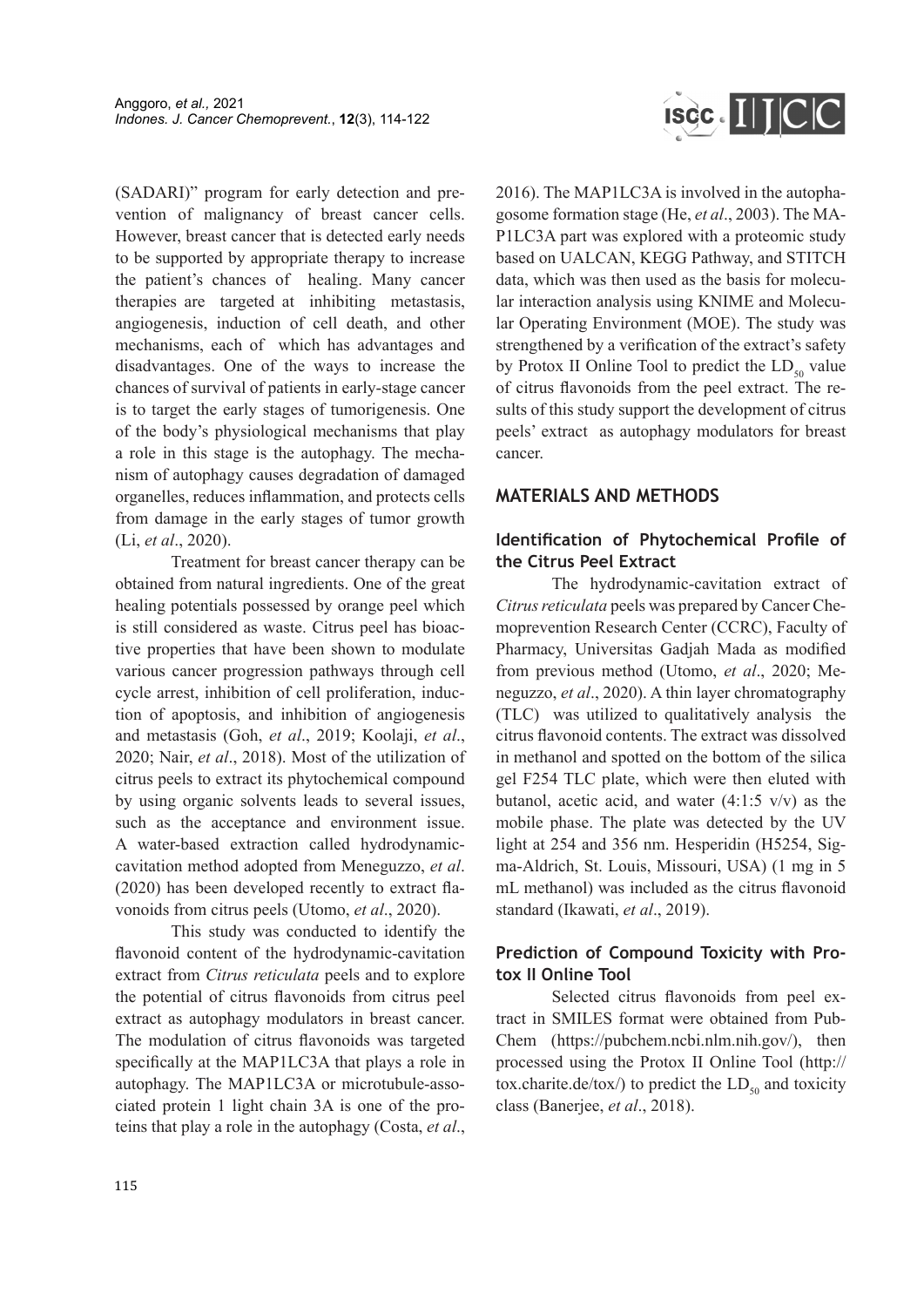(SADARI)" program for early detection and prevention of malignancy of breast cancer cells. However, breast cancer that is detected early needs to be supported by appropriate therapy to increase the patient's chances of healing. Many cancer therapies are targeted at inhibiting metastasis, angiogenesis, induction of cell death, and other mechanisms, each of which has advantages and disadvantages. One of the ways to increase the chances of survival of patients in early-stage cancer is to target the early stages of tumorigenesis. One of the body's physiological mechanisms that play a role in this stage is the autophagy. The mechanism of autophagy causes degradation of damaged organelles, reduces inflammation, and protects cells from damage in the early stages of tumor growth (Li, *et al*., 2020).

Treatment for breast cancer therapy can be obtained from natural ingredients. One of the great healing potentials possessed by orange peel which is still considered as waste. Citrus peel has bioactive properties that have been shown to modulate various cancer progression pathways through cell cycle arrest, inhibition of cell proliferation, induction of apoptosis, and inhibition of angiogenesis and metastasis (Goh, *et al*., 2019; Koolaji, *et al*., 2020; Nair, *et al*., 2018). Most of the utilization of citrus peels to extract its phytochemical compound by using organic solvents leads to several issues, such as the acceptance and environment issue. A water-based extraction called hydrodynamic-cavitation method adopted from Meneguzzo, *et al*. (2020) has been developed recently to extract flavonoids from citrus peels (Utomo, *et al*., 2020).

This study was conducted to identify the flavonoid content of the hydrodynamic-cavitation extract from *Citrus reticulata* peels and to explore the potential of citrus flavonoids from citrus peel extract as autophagy modulators in breast cancer. The modulation of citrus flavonoids was targeted specifically at the MAP1LC3A that plays a role in autophagy. The MAP1LC3A or microtubule-associated protein 1 light chain 3A is one of the proteins that play a role in the autophagy (Costa, *et al*., 2016). The MAP1LC3A is involved in the autophagosome formation stage (He, *et al*., 2003). The MAP1LC3A part was explored with a proteomic study based on UALCAN, KEGG Pathway, and STITCH data, which was then used as the basis for molecular interaction analysis using KNIME and Molecular Operating Environment (MOE). The study was strengthened by a verification of the extract's safety by Protox II Online Tool to predict the $LD_{50}$ value of citrus flavonoids from the peel extract. The results of this study support the development of citrus peels' extract as autophagy modulators for breast cancer.

## MATERIALS AND METHODS

### Identification of Phytochemical Profile of the Citrus Peel Extract

The hydrodynamic-cavitation extract of *Citrus reticulata* peels was prepared by Cancer Chemoprevention Research Center (CCRC), Faculty of Pharmacy, Universitas Gadjah Mada as modified from previous method (Utomo, *et al*., 2020; Meneguzzo, *et al*., 2020). A thin layer chromatography (TLC) was utilized to qualitatively analysis the citrus flavonoid contents. The extract was dissolved in methanol and spotted on the bottom of the silica gel F254 TLC plate, which were then eluted with butanol, acetic acid, and water (4:1:5 v/v) as the mobile phase. The plate was detected by the UV light at 254 and 356 nm. Hesperidin (H5254, Sigma-Aldrich, St. Louis, Missouri, USA) (1 mg in 5 mL methanol) was included as the citrus flavonoid standard (Ikawati, *et al*., 2019).

### Prediction of Compound Toxicity with Protox II Online Tool

Selected citrus flavonoids from peel extract in SMILES format were obtained from PubChem (https://pubchem.ncbi.nlm.nih.gov/), then processed using the Protox II Online Tool (http://tox.charite.de/tox/) to predict the $LD_{50}$ and toxicity class (Banerjee, *et al*., 2018).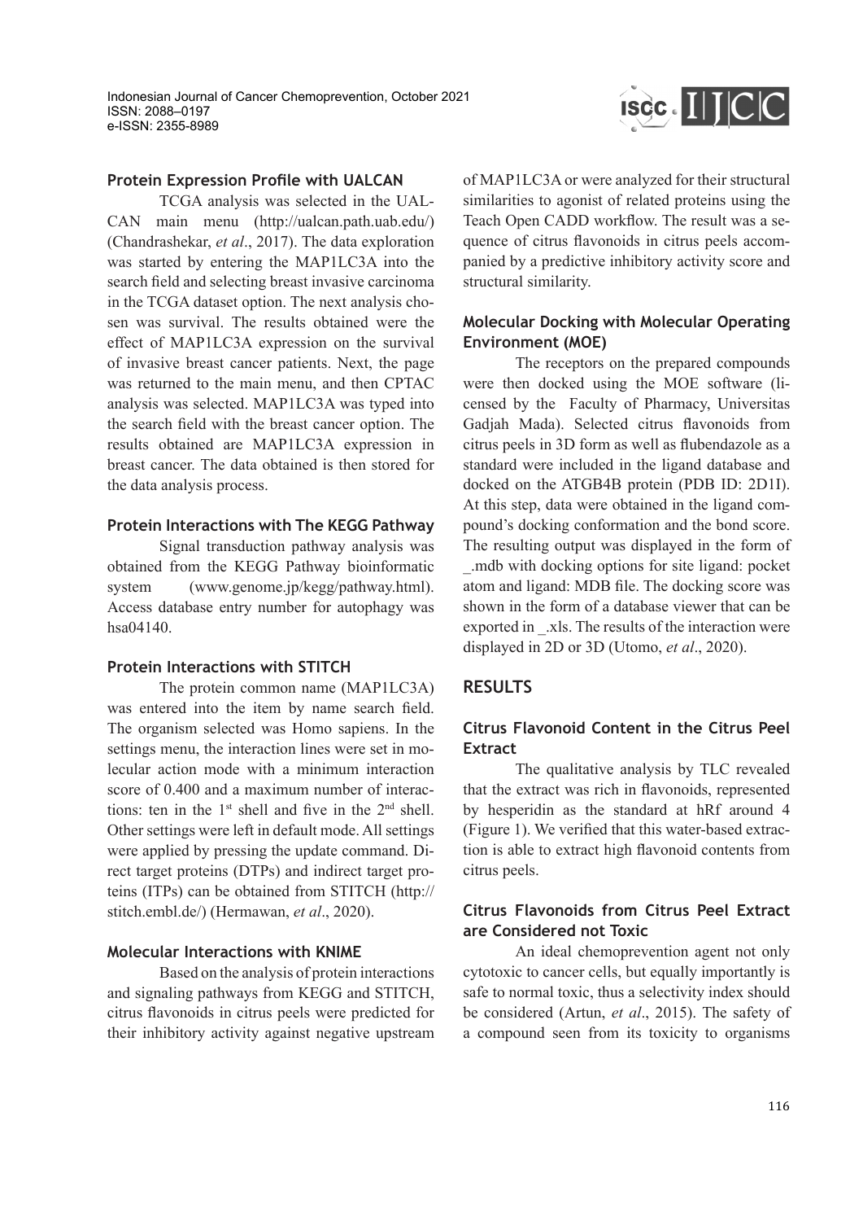### Protein Expression Profile with UALCAN

TCGA analysis was selected in the UALCAN main menu (http://ualcan.path.uab.edu/) (Chandrashekar, *et al*., 2017). The data exploration was started by entering the MAP1LC3A into the search field and selecting breast invasive carcinoma in the TCGA dataset option. The next analysis chosen was survival. The results obtained were the effect of MAP1LC3A expression on the survival of invasive breast cancer patients. Next, the page was returned to the main menu, and then CPTAC analysis was selected. MAP1LC3A was typed into the search field with the breast cancer option. The results obtained are MAP1LC3A expression in breast cancer. The data obtained is then stored for the data analysis process.

### Protein Interactions with The KEGG Pathway

Signal transduction pathway analysis was obtained from the KEGG Pathway bioinformatic system (www.genome.jp/kegg/pathway.html). Access database entry number for autophagy was hsa04140.

### Protein Interactions with STITCH

The protein common name (MAP1LC3A) was entered into the item by name search field. The organism selected was Homo sapiens. In the settings menu, the interaction lines were set in molecular action mode with a minimum interaction score of 0.400 and a maximum number of interactions: ten in the 1st shell and five in the 2nd shell. Other settings were left in default mode. All settings were applied by pressing the update command. Direct target proteins (DTPs) and indirect target proteins (ITPs) can be obtained from STITCH (http://stitch.embl.de/) (Hermawan, *et al*., 2020).

### Molecular Interactions with KNIME

Based on the analysis of protein interactions and signaling pathways from KEGG and STITCH, citrus flavonoids in citrus peels were predicted for their inhibitory activity against negative upstream of MAP1LC3A or were analyzed for their structural similarities to agonist of related proteins using the Teach Open CADD workflow. The result was a sequence of citrus flavonoids in citrus peels accompanied by a predictive inhibitory activity score and structural similarity.

### Molecular Docking with Molecular Operating Environment (MOE)

The receptors on the prepared compounds were then docked using the MOE software (licensed by the Faculty of Pharmacy, Universitas Gadjah Mada). Selected citrus flavonoids from citrus peels in 3D form as well as flubendazole as a standard were included in the ligand database and docked on the ATGB4B protein (PDB ID: 2D1I). At this step, data were obtained in the ligand compound's docking conformation and the bond score. The resulting output was displayed in the form of _.mdb with docking options for site ligand: pocket atom and ligand: MDB file. The docking score was shown in the form of a database viewer that can be exported in _.xls. The results of the interaction were displayed in 2D or 3D (Utomo, *et al*., 2020).

## RESULTS

### Citrus Flavonoid Content in the Citrus Peel Extract

The qualitative analysis by TLC revealed that the extract was rich in flavonoids, represented by hesperidin as the standard at hRf around 4 (Figure 1). We verified that this water-based extraction is able to extract high flavonoid contents from citrus peels.

### Citrus Flavonoids from Citrus Peel Extract are Considered not Toxic

An ideal chemoprevention agent not only cytotoxic to cancer cells, but equally importantly is safe to normal toxic, thus a selectivity index should be considered (Artun, *et al*., 2015). The safety of a compound seen from its toxicity to organisms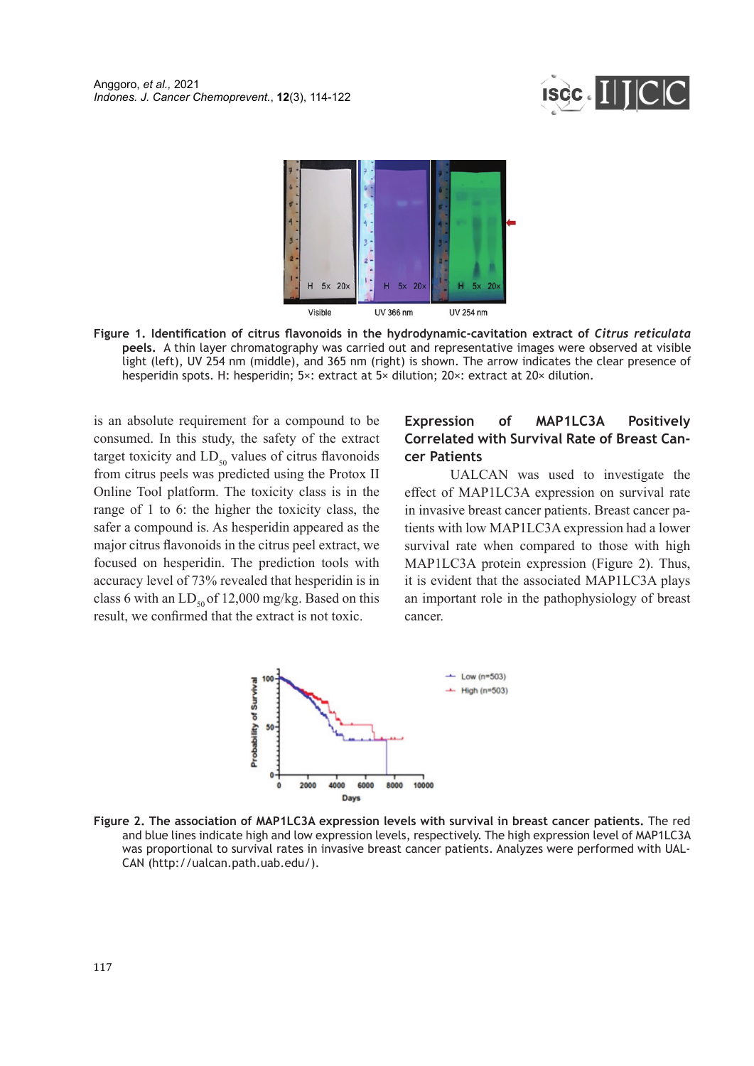**Figure 1. Identification of citrus flavonoids in the hydrodynamic-cavitation extract of *Citrus reticulata* peels.** A thin layer chromatography was carried out and representative images were observed at visible light (left), UV 254 nm (middle), and 365 nm (right) is shown. The arrow indicates the clear presence of hesperidin spots. H: hesperidin; 5×: extract at 5× dilution; 20×: extract at 20× dilution.

is an absolute requirement for a compound to be consumed. In this study, the safety of the extract target toxicity and $LD_{50}$ values of citrus flavonoids from citrus peels was predicted using the Protox II Online Tool platform. The toxicity class is in the range of 1 to 6: the higher the toxicity class, the safer a compound is. As hesperidin appeared as the major citrus flavonoids in the citrus peel extract, we focused on hesperidin. The prediction tools with accuracy level of 73% revealed that hesperidin is in class 6 with an $LD_{50}$ of 12,000 mg/kg. Based on this result, we confirmed that the extract is not toxic.

## Expression of MAP1LC3A Positively Correlated with Survival Rate of Breast Cancer Patients

UALCAN was used to investigate the effect of MAP1LC3A expression on survival rate in invasive breast cancer patients. Breast cancer patients with low MAP1LC3A expression had a lower survival rate when compared to those with high MAP1LC3A protein expression (Figure 2). Thus, it is evident that the associated MAP1LC3A plays an important role in the pathophysiology of breast cancer.

**Figure 2. The association of MAP1LC3A expression levels with survival in breast cancer patients.** The red and blue lines indicate high and low expression levels, respectively. The high expression level of MAP1LC3A was proportional to survival rates in invasive breast cancer patients. Analyzes were performed with UALCAN (http://ualcan.path.uab.edu/).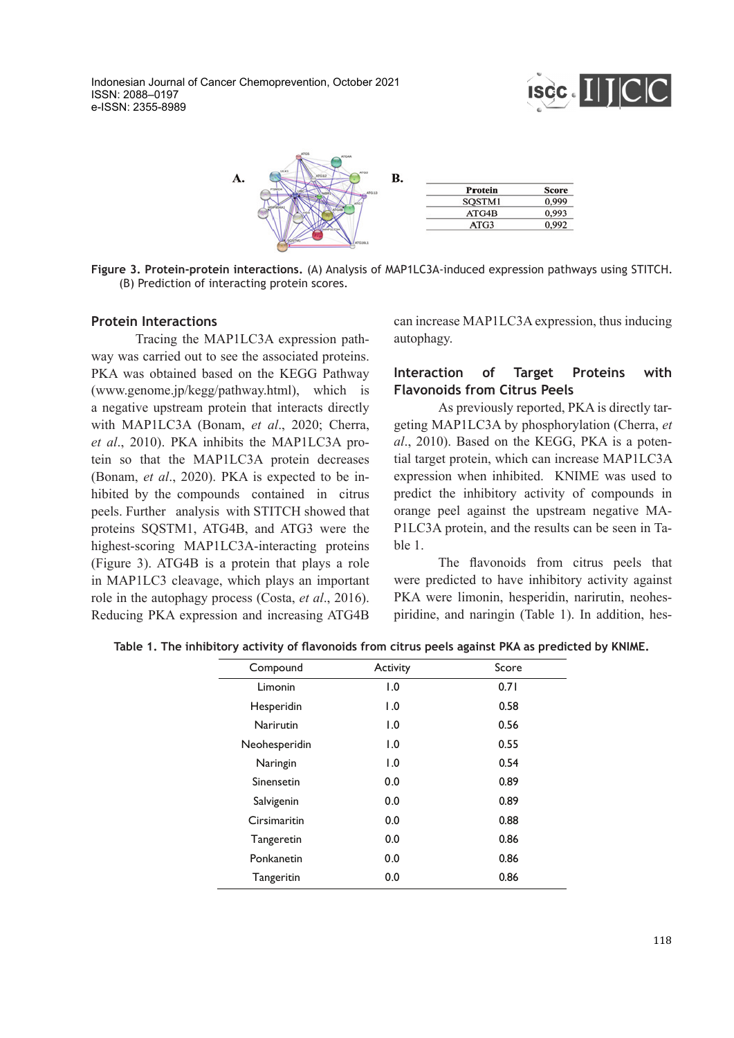**A.** 

**B.**

| Protein | Score |
|---|---|
| SQSTM1 | 0,999 |
| ATG4B | 0,993 |
| ATG3 | 0,992 |

**Figure 3. Protein-protein interactions.** (A) Analysis of MAP1LC3A-induced expression pathways using STITCH. (B) Prediction of interacting protein scores.

## Protein Interactions

Tracing the MAP1LC3A expression pathway was carried out to see the associated proteins. PKA was obtained based on the KEGG Pathway (www.genome.jp/kegg/pathway.html), which is a negative upstream protein that interacts directly with MAP1LC3A (Bonam, *et al*., 2020; Cherra, *et al*., 2010). PKA inhibits the MAP1LC3A protein so that the MAP1LC3A protein decreases (Bonam, *et al*., 2020). PKA is expected to be inhibited by the compounds contained in citrus peels. Further analysis with STITCH showed that proteins SQSTM1, ATG4B, and ATG3 were the highest-scoring MAP1LC3A-interacting proteins (Figure 3). ATG4B is a protein that plays a role in MAP1LC3 cleavage, which plays an important role in the autophagy process (Costa, *et al*., 2016). Reducing PKA expression and increasing ATG4B can increase MAP1LC3A expression, thus inducing autophagy.

## Interaction of Target Proteins with Flavonoids from Citrus Peels

As previously reported, PKA is directly targeting MAP1LC3A by phosphorylation (Cherra, *et al*., 2010). Based on the KEGG, PKA is a potential target protein, which can increase MAP1LC3A expression when inhibited. KNIME was used to predict the inhibitory activity of compounds in orange peel against the upstream negative MAP1LC3A protein, and the results can be seen in Table 1.

The flavonoids from citrus peels that were predicted to have inhibitory activity against PKA were limonin, hesperidin, narirutin, neohespiridine, and naringin (Table 1). In addition, hes-

**Table 1. The inhibitory activity of flavonoids from citrus peels against PKA as predicted by KNIME.**

| Compound | Activity | Score |
|---|---|---|
| Limonin | 1.0 | 0.71 |
| Hesperidin | 1.0 | 0.58 |
| Narirutin | 1.0 | 0.56 |
| Neohesperidin | 1.0 | 0.55 |
| Naringin | 1.0 | 0.54 |
| Sinensetin | 0.0 | 0.89 |
| Salvigenin | 0.0 | 0.89 |
| Cirsimaritin | 0.0 | 0.88 |
| Tangeretin | 0.0 | 0.86 |
| Ponkanetin | 0.0 | 0.86 |
| Tangeritin | 0.0 | 0.86 |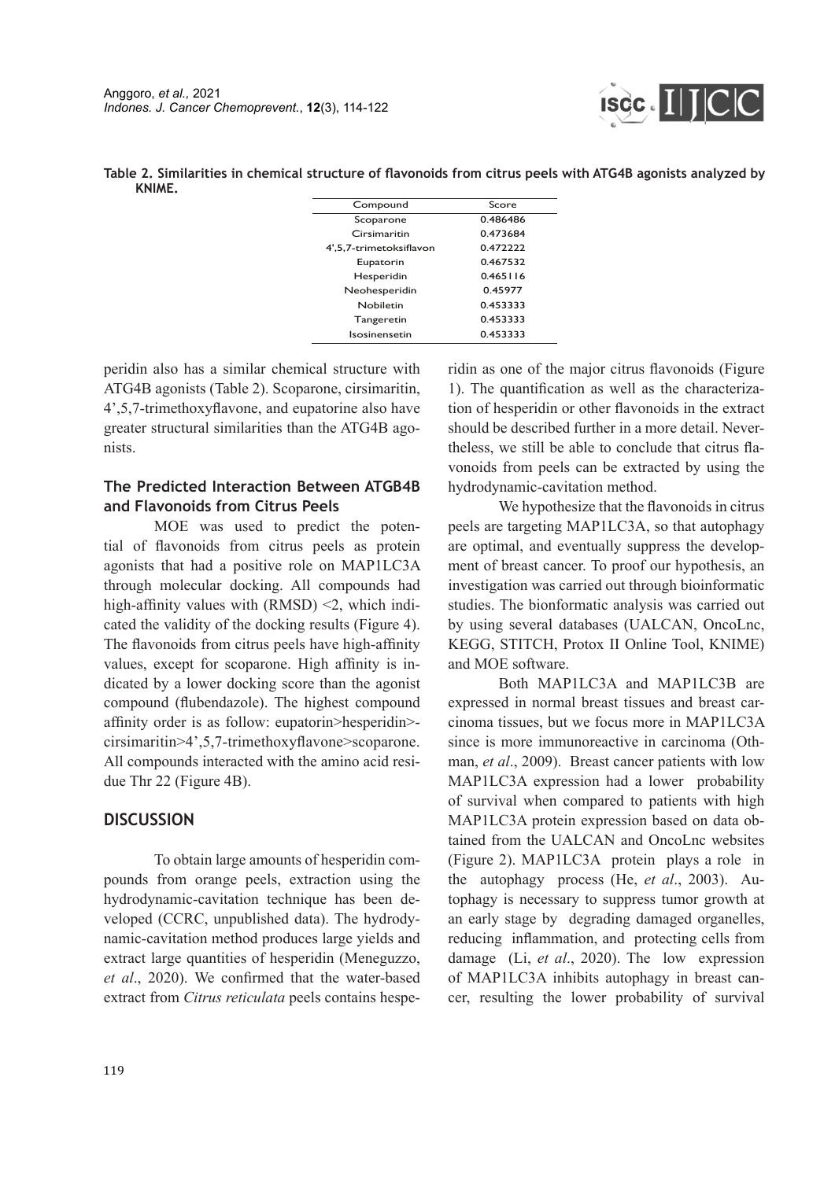**Table 2. Similarities in chemical structure of flavonoids from citrus peels with ATG4B agonists analyzed by KNIME.**

| Compound | Score |
|---|---|
| Scoparone | 0.486486 |
| Cirsimaritin | 0.473684 |
| 4',5,7-trimetoksiflavon | 0.472222 |
| Eupatorin | 0.467532 |
| Hesperidin | 0.465116 |
| Neohesperidin | 0.45977 |
| Nobiletin | 0.453333 |
| Tangeretin | 0.453333 |
| Isosinensetin | 0.453333 |

peridin also has a similar chemical structure with ATG4B agonists (Table 2). Scoparone, cirsimaritin, 4',5,7-trimethoxyflavone, and eupatorine also have greater structural similarities than the ATG4B agonists.

### The Predicted Interaction Between ATGB4B and Flavonoids from Citrus Peels

MOE was used to predict the potential of flavonoids from citrus peels as protein agonists that had a positive role on MAP1LC3A through molecular docking. All compounds had high-affinity values with (RMSD) <2, which indicated the validity of the docking results (Figure 4). The flavonoids from citrus peels have high-affinity values, except for scoparone. High affinity is indicated by a lower docking score than the agonist compound (flubendazole). The highest compound affinity order is as follow: eupatorin>hesperidin>cirsimaritin>4',5,7-trimethoxyflavone>scoparone. All compounds interacted with the amino acid residue Thr 22 (Figure 4B).

## DISCUSSION

To obtain large amounts of hesperidin compounds from orange peels, extraction using the hydrodynamic-cavitation technique has been developed (CCRC, unpublished data). The hydrodynamic-cavitation method produces large yields and extract large quantities of hesperidin (Meneguzzo, *et al*., 2020). We confirmed that the water-based extract from *Citrus reticulata* peels contains hesperidin as one of the major citrus flavonoids (Figure 1). The quantification as well as the characterization of hesperidin or other flavonoids in the extract should be described further in a more detail. Nevertheless, we still be able to conclude that citrus flavonoids from peels can be extracted by using the hydrodynamic-cavitation method.

We hypothesize that the flavonoids in citrus peels are targeting MAP1LC3A, so that autophagy are optimal, and eventually suppress the development of breast cancer. To proof our hypothesis, an investigation was carried out through bioinformatic studies. The bionformatic analysis was carried out by using several databases (UALCAN, OncoLnc, KEGG, STITCH, Protox II Online Tool, KNIME) and MOE software.

Both MAP1LC3A and MAP1LC3B are expressed in normal breast tissues and breast carcinoma tissues, but we focus more in MAP1LC3A since is more immunoreactive in carcinoma (Othman, *et al*., 2009). Breast cancer patients with low MAP1LC3A expression had a lower probability of survival when compared to patients with high MAP1LC3A protein expression based on data obtained from the UALCAN and OncoLnc websites (Figure 2). MAP1LC3A protein plays a role in the autophagy process (He, *et al*., 2003). Autophagy is necessary to suppress tumor growth at an early stage by degrading damaged organelles, reducing inflammation, and protecting cells from damage (Li, *et al*., 2020). The low expression of MAP1LC3A inhibits autophagy in breast cancer, resulting the lower probability of survival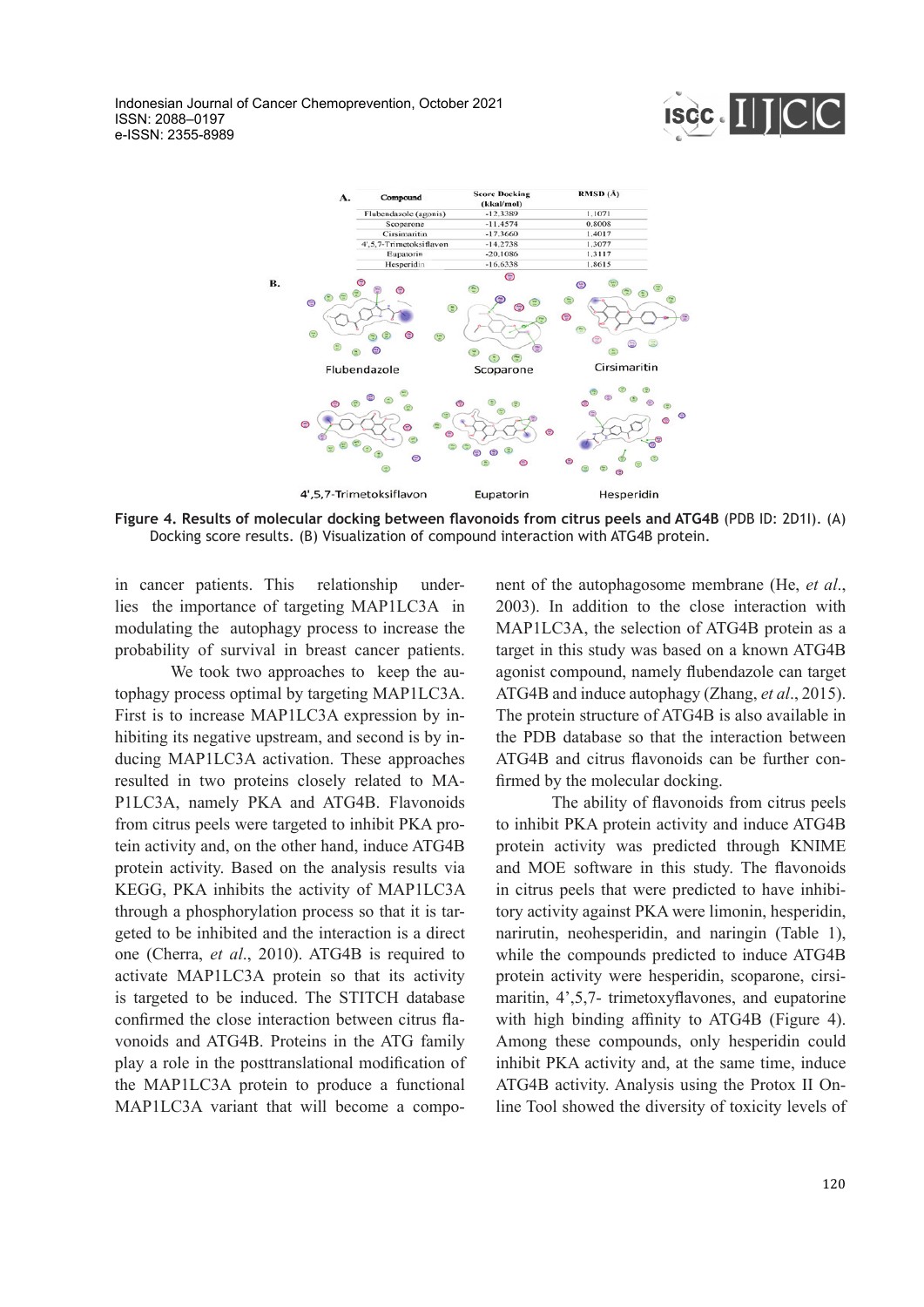| Compound | Score Docking (kkal/mol) | RMSD (Å) |
|---|---|---|
| Flubendazole (agonis) | -12.3389 | 1.1071 |
| Scoparone | -11.4574 | 0.8008 |
| Cirsimaritin | -17.3660 | 1.4017 |
| 4',5,7-Trimetoksiflavon | -14.2738 | 1.3077 |
| Eupatorin | -20.1086 | 1.3117 |
| Hesperidin | -16.6338 | 1.8615 |

**Figure 4. Results of molecular docking between flavonoids from citrus peels and ATG4B** (PDB ID: 2D1I). (A) Docking score results. (B) Visualization of compound interaction with ATG4B protein.

in cancer patients. This relationship underlies the importance of targeting MAP1LC3A in modulating the autophagy process to increase the probability of survival in breast cancer patients.

We took two approaches to keep the autophagy process optimal by targeting MAP1LC3A. First is to increase MAP1LC3A expression by inhibiting its negative upstream, and second is by inducing MAP1LC3A activation. These approaches resulted in two proteins closely related to MAP1LC3A, namely PKA and ATG4B. Flavonoids from citrus peels were targeted to inhibit PKA protein activity and, on the other hand, induce ATG4B protein activity. Based on the analysis results via KEGG, PKA inhibits the activity of MAP1LC3A through a phosphorylation process so that it is targeted to be inhibited and the interaction is a direct one (Cherra, *et al*., 2010). ATG4B is required to activate MAP1LC3A protein so that its activity is targeted to be induced. The STITCH database confirmed the close interaction between citrus flavonoids and ATG4B. Proteins in the ATG family play a role in the posttranslational modification of the MAP1LC3A protein to produce a functional MAP1LC3A variant that will become a component of the autophagosome membrane (He, *et al*., 2003). In addition to the close interaction with MAP1LC3A, the selection of ATG4B protein as a target in this study was based on a known ATG4B agonist compound, namely flubendazole can target ATG4B and induce autophagy (Zhang, *et al*., 2015). The protein structure of ATG4B is also available in the PDB database so that the interaction between ATG4B and citrus flavonoids can be further confirmed by the molecular docking.

The ability of flavonoids from citrus peels to inhibit PKA protein activity and induce ATG4B protein activity was predicted through KNIME and MOE software in this study. The flavonoids in citrus peels that were predicted to have inhibitory activity against PKA were limonin, hesperidin, narirutin, neohesperidin, and naringin (Table 1), while the compounds predicted to induce ATG4B protein activity were hesperidin, scoparone, cirsimaritin, 4',5,7- trimetoxyflavones, and eupatorine with high binding affinity to ATG4B (Figure 4). Among these compounds, only hesperidin could inhibit PKA activity and, at the same time, induce ATG4B activity. Analysis using the Protox II Online Tool showed the diversity of toxicity levels of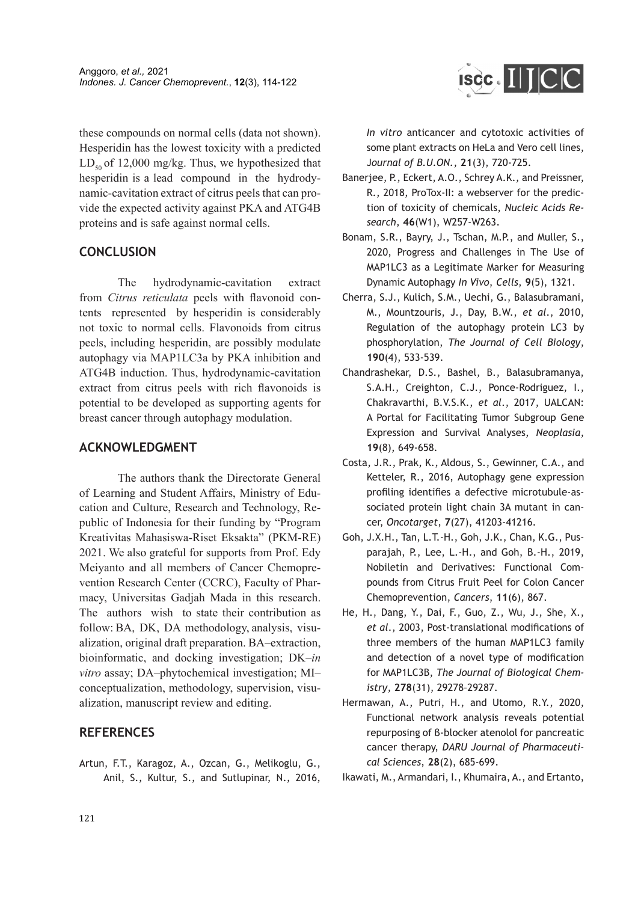these compounds on normal cells (data not shown). Hesperidin has the lowest toxicity with a predicted $LD_{50}$ of 12,000 mg/kg. Thus, we hypothesized that hesperidin is a lead compound in the hydrodynamic-cavitation extract of citrus peels that can provide the expected activity against PKA and ATG4B proteins and is safe against normal cells.

## CONCLUSION

The hydrodynamic-cavitation extract from *Citrus reticulata* peels with flavonoid contents represented by hesperidin is considerably not toxic to normal cells. Flavonoids from citrus peels, including hesperidin, are possibly modulate autophagy via MAP1LC3a by PKA inhibition and ATG4B induction. Thus, hydrodynamic-cavitation extract from citrus peels with rich flavonoids is potential to be developed as supporting agents for breast cancer through autophagy modulation.

## ACKNOWLEDGMENT

The authors thank the Directorate General of Learning and Student Affairs, Ministry of Education and Culture, Research and Technology, Republic of Indonesia for their funding by "Program Kreativitas Mahasiswa-Riset Eksakta" (PKM-RE) 2021. We also grateful for supports from Prof. Edy Meiyanto and all members of Cancer Chemoprevention Research Center (CCRC), Faculty of Pharmacy, Universitas Gadjah Mada in this research. The authors wish to state their contribution as follow: BA, DK, DA methodology, analysis, visualization, original draft preparation. BA–extraction, bioinformatic, and docking investigation; DK–*in vitro* assay; DA–phytochemical investigation; MI–conceptualization, methodology, supervision, visualization, manuscript review and editing.

## REFERENCES

Artun, F.T., Karagoz, A., Ozcan, G., Melikoglu, G., Anil, S., Kultur, S., and Sutlupinar, N., 2016, *In vitro* anticancer and cytotoxic activities of some plant extracts on HeLa and Vero cell lines, *Journal of B.U.ON.*, **21**(3), 720-725.

Banerjee, P., Eckert, A.O., Schrey A.K., and Preissner, R., 2018, ProTox-II: a webserver for the prediction of toxicity of chemicals, *Nucleic Acids Research*, **46**(W1), W257-W263.

Bonam, S.R., Bayry, J., Tschan, M.P., and Muller, S., 2020, Progress and Challenges in The Use of MAP1LC3 as a Legitimate Marker for Measuring Dynamic Autophagy *In Vivo*, *Cells*, **9**(5), 1321.

Cherra, S.J., Kulich, S.M., Uechi, G., Balasubramani, M., Mountzouris, J., Day, B.W., *et al.*, 2010, Regulation of the autophagy protein LC3 by phosphorylation, *The Journal of Cell Biology*, **190**(4), 533-539.

Chandrashekar, D.S., Bashel, B., Balasubramanya, S.A.H., Creighton, C.J., Ponce-Rodriguez, I., Chakravarthi, B.V.S.K., *et al.*, 2017, UALCAN: A Portal for Facilitating Tumor Subgroup Gene Expression and Survival Analyses, *Neoplasia*, **19**(8), 649-658.

Costa, J.R., Prak, K., Aldous, S., Gewinner, C.A., and Ketteler, R., 2016, Autophagy gene expression profiling identifies a defective microtubule-associated protein light chain 3A mutant in cancer, *Oncotarget*, **7**(27), 41203-41216.

Goh, J.X.H., Tan, L.T.-H., Goh, J.K., Chan, K.G., Pusparajah, P., Lee, L.-H., and Goh, B.-H., 2019, Nobiletin and Derivatives: Functional Compounds from Citrus Fruit Peel for Colon Cancer Chemoprevention, *Cancers*, **11**(6), 867.

He, H., Dang, Y., Dai, F., Guo, Z., Wu, J., She, X., *et al.*, 2003, Post-translational modifications of three members of the human MAP1LC3 family and detection of a novel type of modification for MAP1LC3B, *The Journal of Biological Chemistry*, **278**(31), 29278–29287.

Hermawan, A., Putri, H., and Utomo, R.Y., 2020, Functional network analysis reveals potential repurposing of β-blocker atenolol for pancreatic cancer therapy, *DARU Journal of Pharmaceutical Sciences*, **28**(2), 685-699.

Ikawati, M., Armandari, I., Khumaira, A., and Ertanto,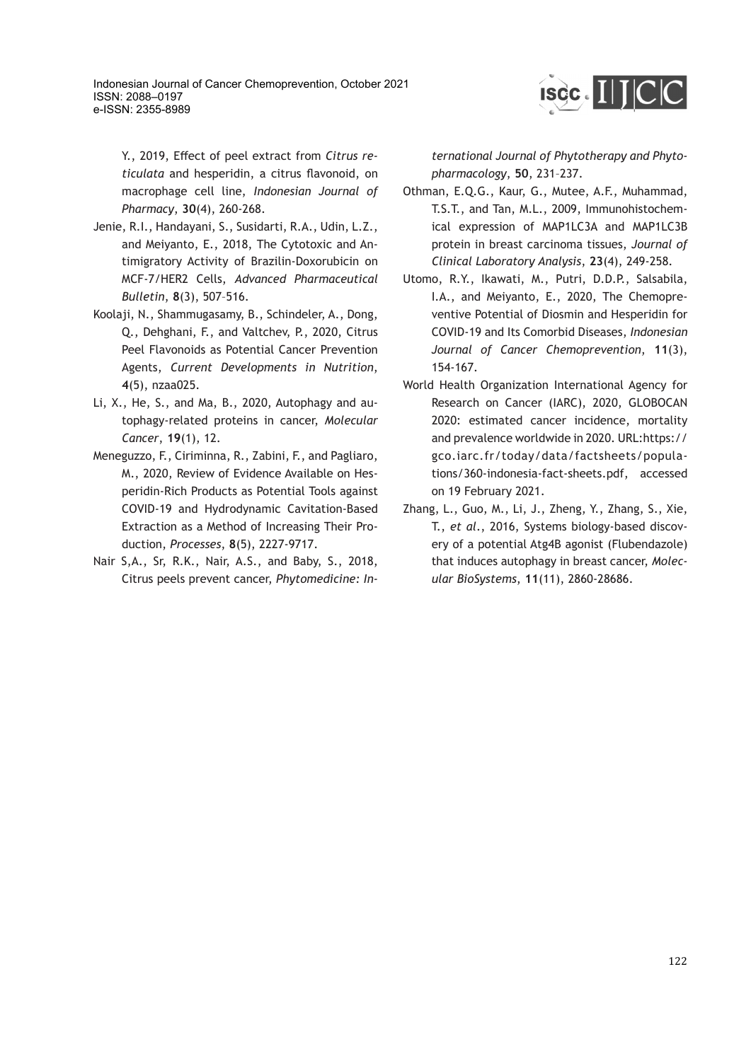Y., 2019, Effect of peel extract from *Citrus reticulata* and hesperidin, a citrus flavonoid, on macrophage cell line, *Indonesian Journal of Pharmacy*, **30**(4), 260-268.

Jenie, R.I., Handayani, S., Susidarti, R.A., Udin, L.Z., and Meiyanto, E., 2018, The Cytotoxic and Antimigratory Activity of Brazilin-Doxorubicin on MCF-7/HER2 Cells, *Advanced Pharmaceutical Bulletin*, **8**(3), 507–516.

Koolaji, N., Shammugasamy, B., Schindeler, A., Dong, Q., Dehghani, F., and Valtchev, P., 2020, Citrus Peel Flavonoids as Potential Cancer Prevention Agents, *Current Developments in Nutrition*, **4**(5), nzaa025.

Li, X., He, S., and Ma, B., 2020, Autophagy and autophagy-related proteins in cancer, *Molecular Cancer*, **19**(1), 12.

Meneguzzo, F., Ciriminna, R., Zabini, F., and Pagliaro, M., 2020, Review of Evidence Available on Hesperidin-Rich Products as Potential Tools against COVID-19 and Hydrodynamic Cavitation-Based Extraction as a Method of Increasing Their Production, *Processes*, **8**(5), 2227-9717.

Nair S,A., Sr, R.K., Nair, A.S., and Baby, S., 2018, Citrus peels prevent cancer, *Phytomedicine: International Journal of Phytotherapy and Phytopharmacology*, **50**, 231–237.

Othman, E.Q.G., Kaur, G., Mutee, A.F., Muhammad, T.S.T., and Tan, M.L., 2009, Immunohistochemical expression of MAP1LC3A and MAP1LC3B protein in breast carcinoma tissues, *Journal of Clinical Laboratory Analysis*, **23**(4), 249-258.

Utomo, R.Y., Ikawati, M., Putri, D.D.P., Salsabila, I.A., and Meiyanto, E., 2020, The Chemopreventive Potential of Diosmin and Hesperidin for COVID-19 and Its Comorbid Diseases, *Indonesian Journal of Cancer Chemoprevention*, **11**(3), 154-167.

World Health Organization International Agency for Research on Cancer (IARC), 2020, GLOBOCAN 2020: estimated cancer incidence, mortality and prevalence worldwide in 2020. URL:https://gco.iarc.fr/today/data/factsheets/populations/360-indonesia-fact-sheets.pdf, accessed on 19 February 2021.

Zhang, L., Guo, M., Li, J., Zheng, Y., Zhang, S., Xie, T., *et al*., 2016, Systems biology-based discovery of a potential Atg4B agonist (Flubendazole) that induces autophagy in breast cancer, *Molecular BioSystems*, **11**(11), 2860-28686.